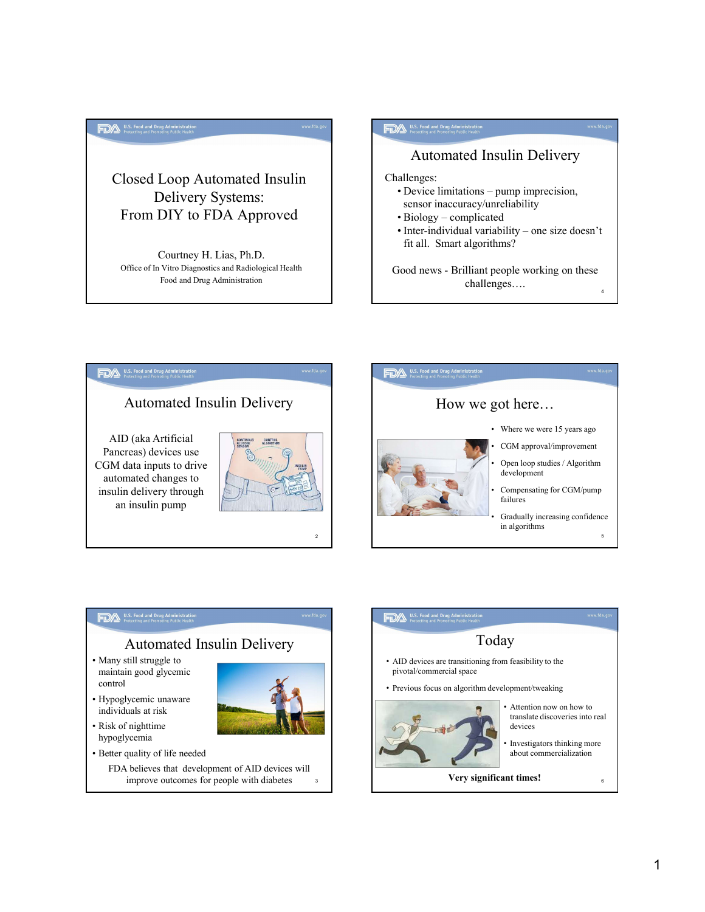# Closed Loop Automated Insulin Delivery Systems: From DIY to FDA Approved

Courtney H. Lias, Ph.D.

Office of In Vitro Diagnostics and Radiological Health

Food and Drug Administration

---

## Automated Insulin Delivery

AID (aka Artificial Pancreas) devices use CGM data inputs to drive automated changes to insulin delivery through an insulin pump

---

## Automated Insulin Delivery

- Many still struggle to maintain good glycemic control
- Hypoglycemic unaware individuals at risk
- Risk of nighttime hypoglycemia
- Better quality of life needed

FDA believes that development of AID devices will improve outcomes for people with diabetes

---

## Automated Insulin Delivery

Challenges:

- Device limitations – pump imprecision, sensor inaccuracy/unreliability
- Biology – complicated
- Inter-individual variability – one size doesn't fit all. Smart algorithms?

Good news - Brilliant people working on these challenges….

---

## How we got here…

- Where we were 15 years ago
- CGM approval/improvement
- Open loop studies / Algorithm development
- Compensating for CGM/pump failures
- Gradually increasing confidence in algorithms

---

## Today

- AID devices are transitioning from feasibility to the pivotal/commercial space
- Previous focus on algorithm development/tweaking
- Attention now on how to translate discoveries into real devices
- Investigators thinking more about commercialization

**Very significant times!**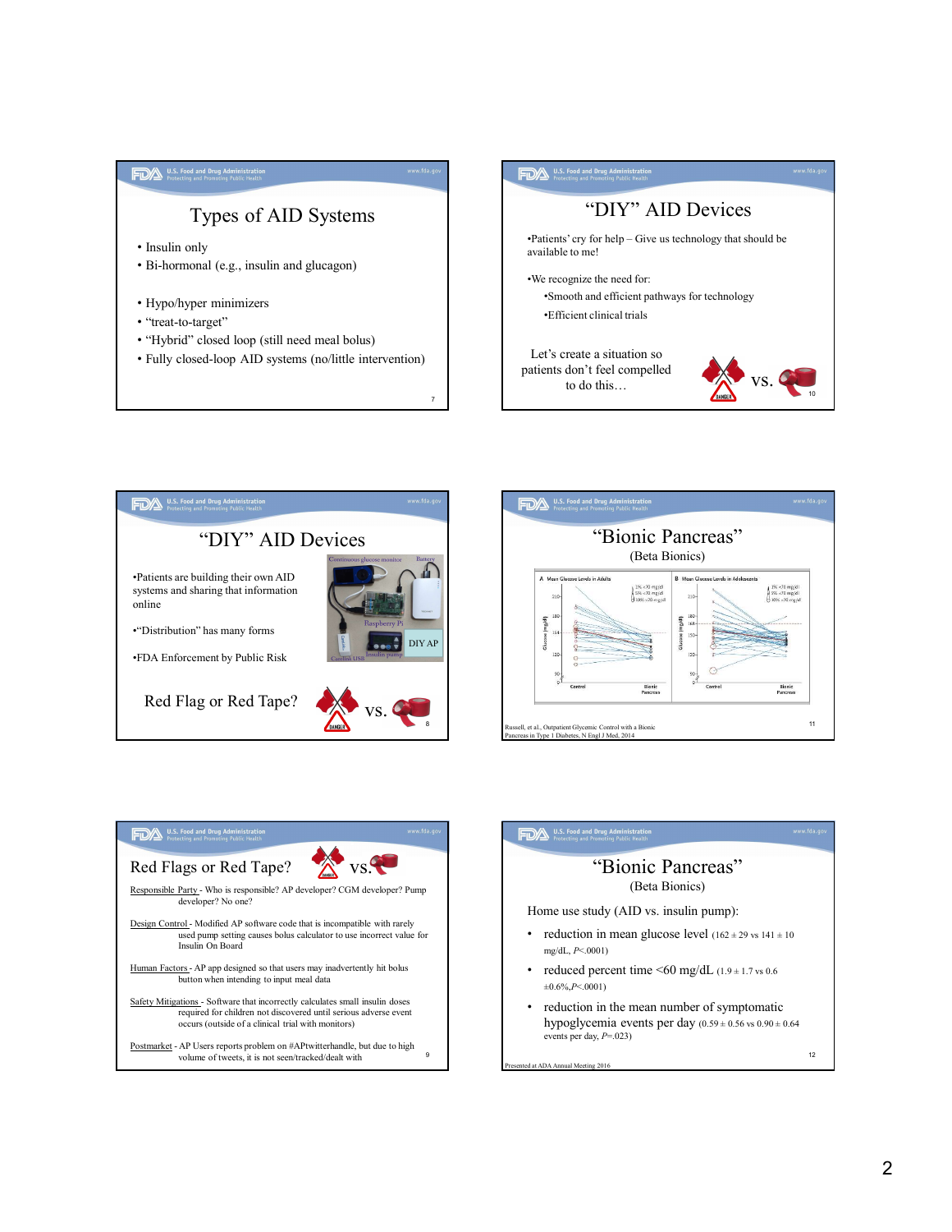## Types of AID Systems

- Insulin only
- Bi-hormonal (e.g., insulin and glucagon)

- Hypo/hyper minimizers
- "treat-to-target"
- "Hybrid" closed loop (still need meal bolus)
- Fully closed-loop AID systems (no/little intervention)

## "DIY" AID Devices

•Patients' cry for help – Give us technology that should be available to me!

•We recognize the need for:

- •Smooth and efficient pathways for technology
- •Efficient clinical trials

Let's create a situation so patients don't feel compelled to do this…

vs.

## "DIY" AID Devices

•Patients are building their own AID systems and sharing that information online

•"Distribution" has many forms

•FDA Enforcement by Public Risk

Continuous glucose monitor, Battery, Raspberry Pi, DIY AP, Carelink USB, Insulin pump

Red Flag or Red Tape? vs.

## "Bionic Pancreas"

(Beta Bionics)

A Mean Glucose Levels in Adults | B Mean Glucose Levels in Adolescents

Russell, et al., Outpatient Glycemic Control with a Bionic Pancreas in Type 1 Diabetes, N Engl J Med, 2014

## Red Flags or Red Tape? vs.

Responsible Party - Who is responsible? AP developer? CGM developer? Pump developer? No one?

Design Control - Modified AP software code that is incompatible with rarely used pump setting causes bolus calculator to use incorrect value for Insulin On Board

Human Factors - AP app designed so that users may inadvertently hit bolus button when intending to input meal data

Safety Mitigations - Software that incorrectly calculates small insulin doses required for children not discovered until serious adverse event occurs (outside of a clinical trial with monitors)

Postmarket - AP Users reports problem on #APtwitterhandle, but due to high volume of tweets, it is not seen/tracked/dealt with

## "Bionic Pancreas"

(Beta Bionics)

Home use study (AID vs. insulin pump):

- reduction in mean glucose level (162 ± 29 vs 141 ± 10 mg/dL, $P$<.0001)
- reduced percent time <60 mg/dL (1.9 ± 1.7 vs 0.6 ±0.6%, $P$<.0001)
- reduction in the mean number of symptomatic hypoglycemia events per day (0.59 ± 0.56 vs 0.90 ± 0.64 events per day, $P$=.023)

Presented at ADA Annual Meeting 2016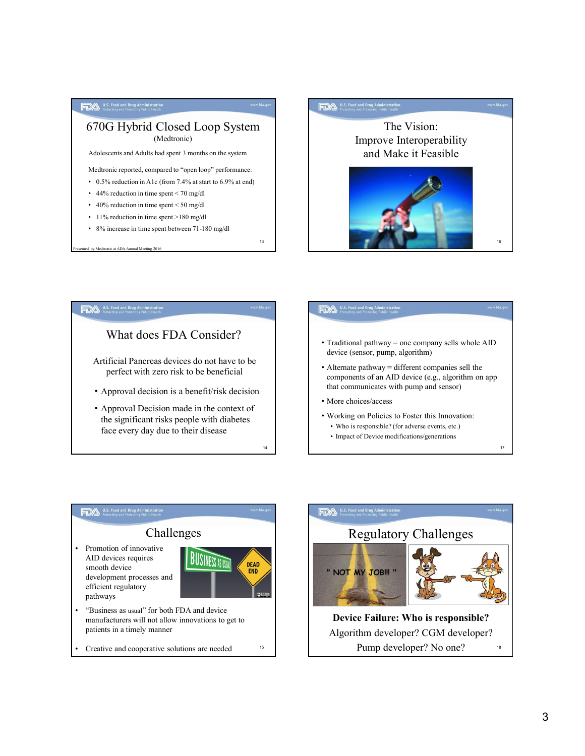## 670G Hybrid Closed Loop System

(Medtronic)

Adolescents and Adults had spent 3 months on the system

Medtronic reported, compared to "open loop" performance:

- 0.5% reduction in A1c (from 7.4% at start to 6.9% at end)
- 44% reduction in time spent < 70 mg/dl
- 40% reduction in time spent < 50 mg/dl
- 11% reduction in time spent >180 mg/dl
- 8% increase in time spent between 71-180 mg/dl

Presented by Medtronic at ADA Annual Meeting 2016

## The Vision: Improve Interoperability and Make it Feasible

## What does FDA Consider?

Artificial Pancreas devices do not have to be perfect with zero risk to be beneficial

- Approval decision is a benefit/risk decision
- Approval Decision made in the context of the significant risks people with diabetes face every day due to their disease

- Traditional pathway = one company sells whole AID device (sensor, pump, algorithm)
- Alternate pathway = different companies sell the components of an AID device (e.g., algorithm on app that communicates with pump and sensor)
- More choices/access
- Working on Policies to Foster this Innovation:
  - Who is responsible? (for adverse events, etc.)
  - Impact of Device modifications/generations

## Challenges

- Promotion of innovative AID devices requires smooth device development processes and efficient regulatory pathways
- "Business as usual" for both FDA and device manufacturers will not allow innovations to get to patients in a timely manner
- Creative and cooperative solutions are needed

## Regulatory Challenges

**Device Failure: Who is responsible?**

Algorithm developer? CGM developer? Pump developer? No one?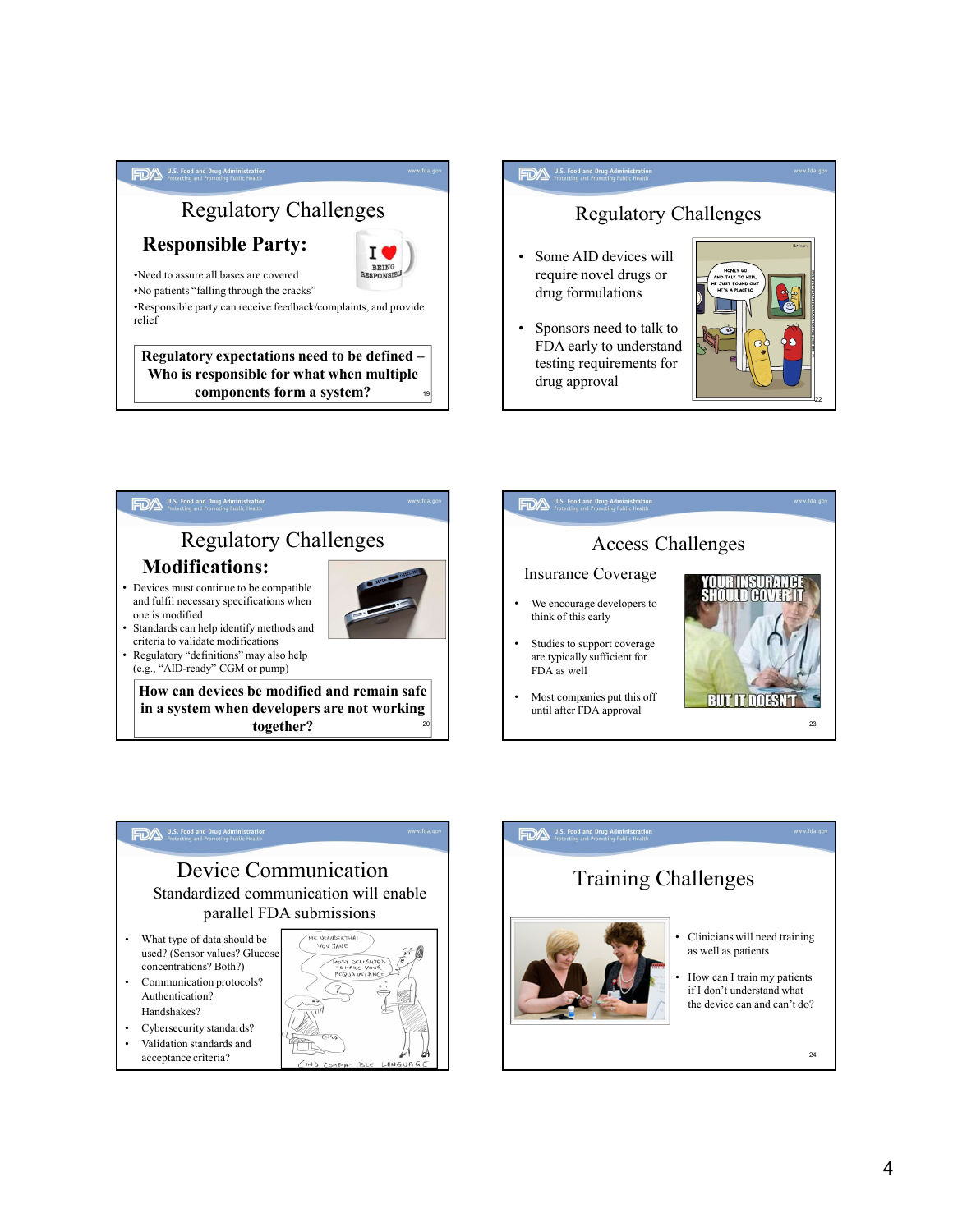## Regulatory Challenges

### Responsible Party:

- Need to assure all bases are covered
- No patients "falling through the cracks"
- Responsible party can receive feedback/complaints, and provide relief

**Regulatory expectations need to be defined – Who is responsible for what when multiple components form a system?**

## Regulatory Challenges

- Some AID devices will require novel drugs or drug formulations
- Sponsors need to talk to FDA early to understand testing requirements for drug approval

## Regulatory Challenges

### Modifications:

- Devices must continue to be compatible and fulfil necessary specifications when one is modified
- Standards can help identify methods and criteria to validate modifications
- Regulatory "definitions" may also help (e.g., "AID-ready" CGM or pump)

**How can devices be modified and remain safe in a system when developers are not working together?**

## Access Challenges

Insurance Coverage

- We encourage developers to think of this early
- Studies to support coverage are typically sufficient for FDA as well
- Most companies put this off until after FDA approval

## Device Communication

Standardized communication will enable parallel FDA submissions

- What type of data should be used? (Sensor values? Glucose concentrations? Both?)
- Communication protocols? Authentication? Handshakes?
- Cybersecurity standards?
- Validation standards and acceptance criteria?

## Training Challenges

- Clinicians will need training as well as patients
- How can I train my patients if I don't understand what the device can and can't do?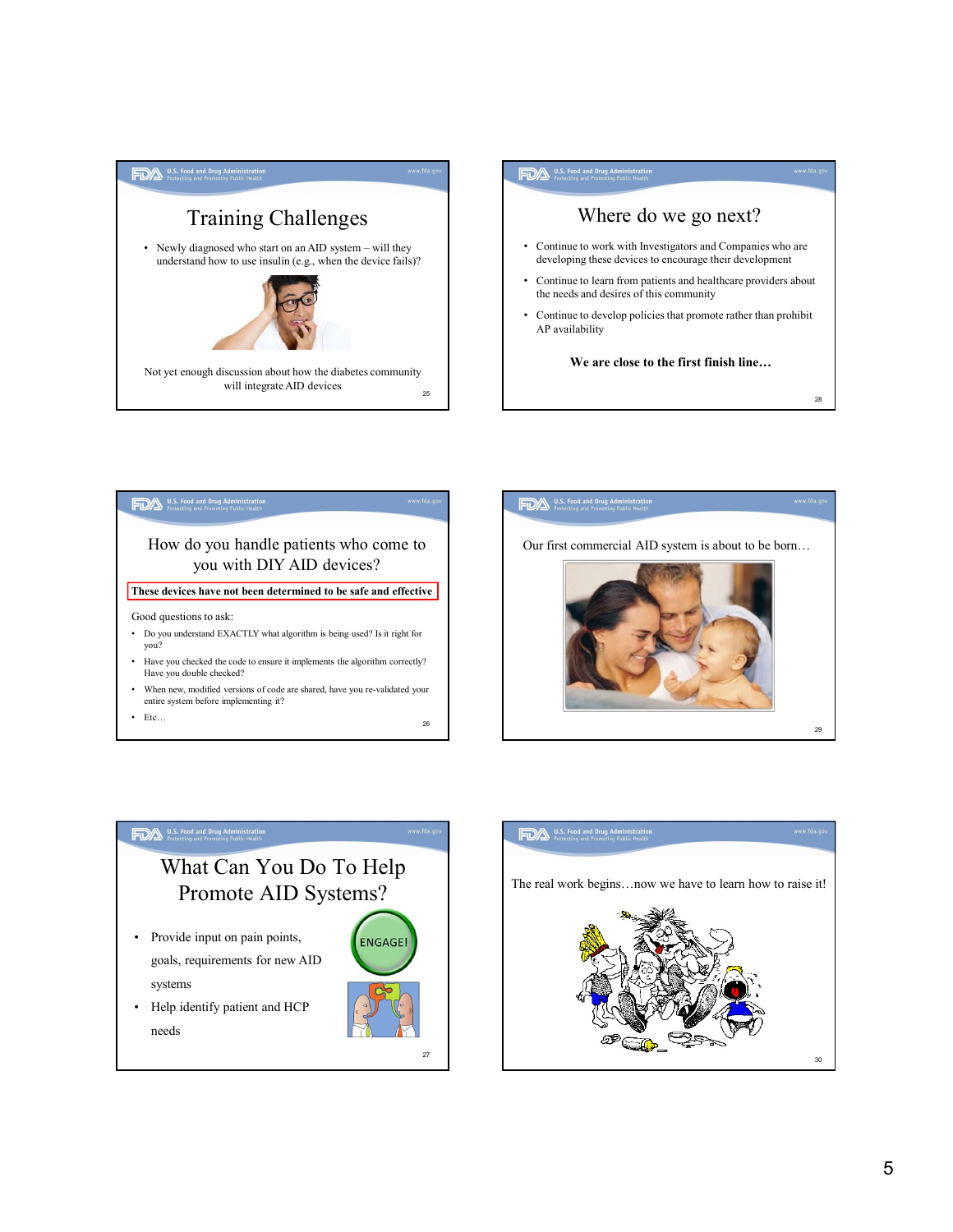## Training Challenges

- Newly diagnosed who start on an AID system – will they understand how to use insulin (e.g., when the device fails)?

Not yet enough discussion about how the diabetes community will integrate AID devices

## How do you handle patients who come to you with DIY AID devices?

**These devices have not been determined to be safe and effective**

Good questions to ask:

- Do you understand EXACTLY what algorithm is being used? Is it right for you?
- Have you checked the code to ensure it implements the algorithm correctly? Have you double checked?
- When new, modified versions of code are shared, have you re-validated your entire system before implementing it?
- Etc…

## What Can You Do To Help Promote AID Systems?

- Provide input on pain points, goals, requirements for new AID systems
- Help identify patient and HCP needs

ENGAGE!

## Where do we go next?

- Continue to work with Investigators and Companies who are developing these devices to encourage their development
- Continue to learn from patients and healthcare providers about the needs and desires of this community
- Continue to develop policies that promote rather than prohibit AP availability

**We are close to the first finish line…**

Our first commercial AID system is about to be born…

The real work begins…now we have to learn how to raise it!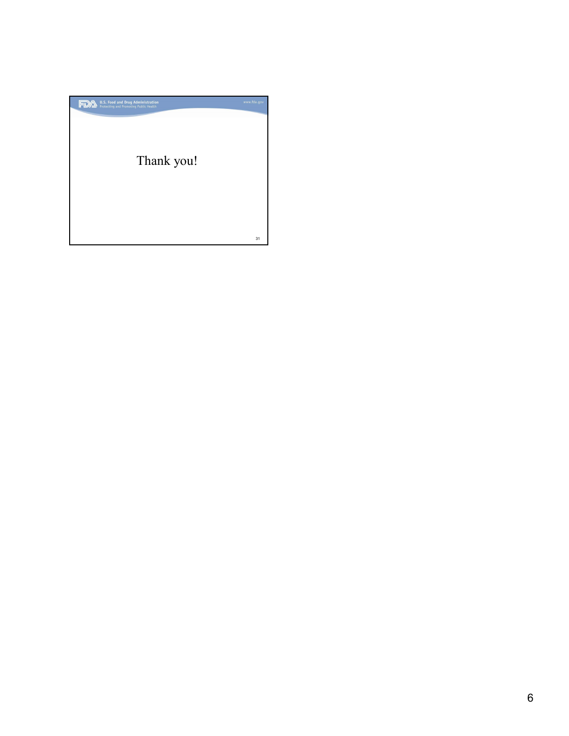Thank you!